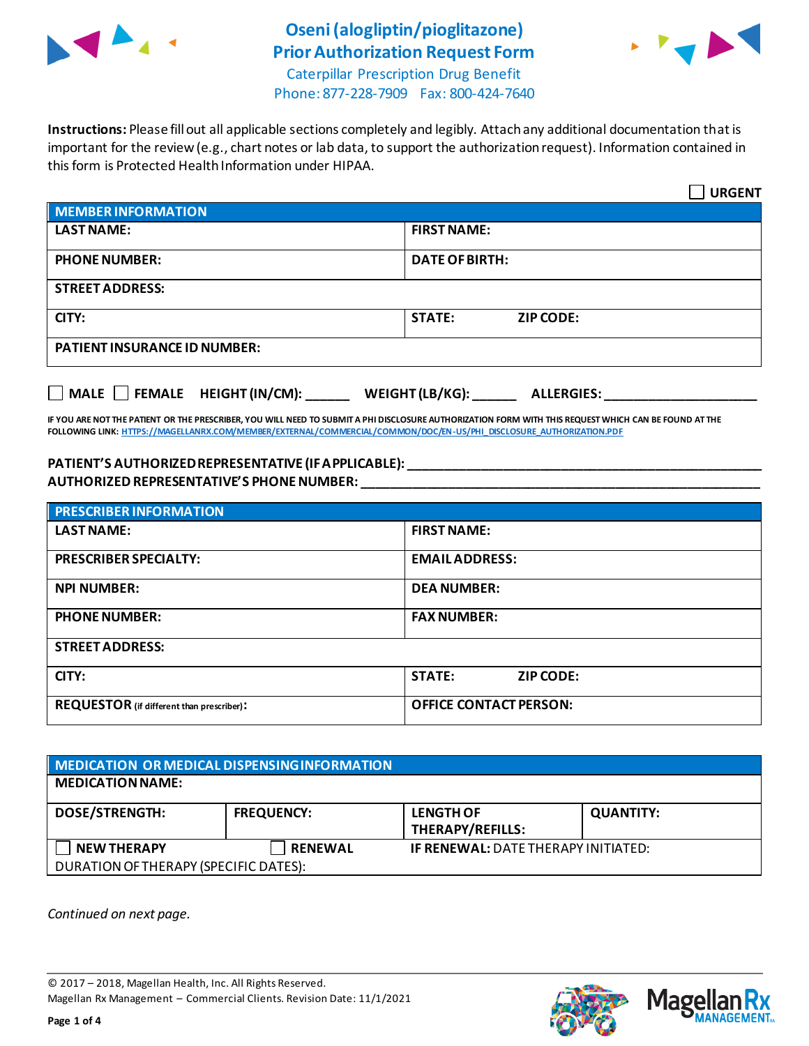# Oseni (alogliptin/pioglitazone) Prior Authorization Request Form

Caterpillar Prescription Drug Benefit
Phone: 877-228-7909 Fax: 800-424-7640

**Instructions:** Please fill out all applicable sections completely and legibly. Attach any additional documentation that is important for the review (e.g., chart notes or lab data, to support the authorization request). Information contained in this form is Protected Health Information under HIPAA.

☐ **URGENT**

| **MEMBER INFORMATION** | |
|---|---|
| **LAST NAME:** | **FIRST NAME:** |
| **PHONE NUMBER:** | **DATE OF BIRTH:** |
| **STREET ADDRESS:** | |
| **CITY:** | **STATE:** **ZIP CODE:** |
| **PATIENT INSURANCE ID NUMBER:** | |

☐ **MALE** ☐ **FEMALE** **HEIGHT (IN/CM):** ______ **WEIGHT (LB/KG):** ______ **ALLERGIES:** ____________________

**IF YOU ARE NOT THE PATIENT OR THE PRESCRIBER, YOU WILL NEED TO SUBMIT A PHI DISCLOSURE AUTHORIZATION FORM WITH THIS REQUEST WHICH CAN BE FOUND AT THE FOLLOWING LINK: HTTPS://MAGELLANRX.COM/MEMBER/EXTERNAL/COMMERCIAL/COMMON/DOC/EN-US/PHI_DISCLOSURE_AUTHORIZATION.PDF**

**PATIENT'S AUTHORIZED REPRESENTATIVE (IF APPLICABLE):** ________________________________________
**AUTHORIZED REPRESENTATIVE'S PHONE NUMBER:** ________________________________________

| **PRESCRIBER INFORMATION** | |
|---|---|
| **LAST NAME:** | **FIRST NAME:** |
| **PRESCRIBER SPECIALTY:** | **EMAIL ADDRESS:** |
| **NPI NUMBER:** | **DEA NUMBER:** |
| **PHONE NUMBER:** | **FAX NUMBER:** |
| **STREET ADDRESS:** | |
| **CITY:** | **STATE:** **ZIP CODE:** |
| **REQUESTOR** (if different than prescriber)**:** | **OFFICE CONTACT PERSON:** |

| **MEDICATION OR MEDICAL DISPENSING INFORMATION** | | | |
|---|---|---|---|
| **MEDICATION NAME:** | | | |
| **DOSE/STRENGTH:** | **FREQUENCY:** | **LENGTH OF THERAPY/REFILLS:** | **QUANTITY:** |
| ☐ **NEW THERAPY** | ☐ **RENEWAL** | **IF RENEWAL:** DATE THERAPY INITIATED: | |
| DURATION OF THERAPY (SPECIFIC DATES): | | | |

*Continued on next page.*

© 2017 – 2018, Magellan Health, Inc. All Rights Reserved.
Magellan Rx Management – Commercial Clients. Revision Date: 11/1/2021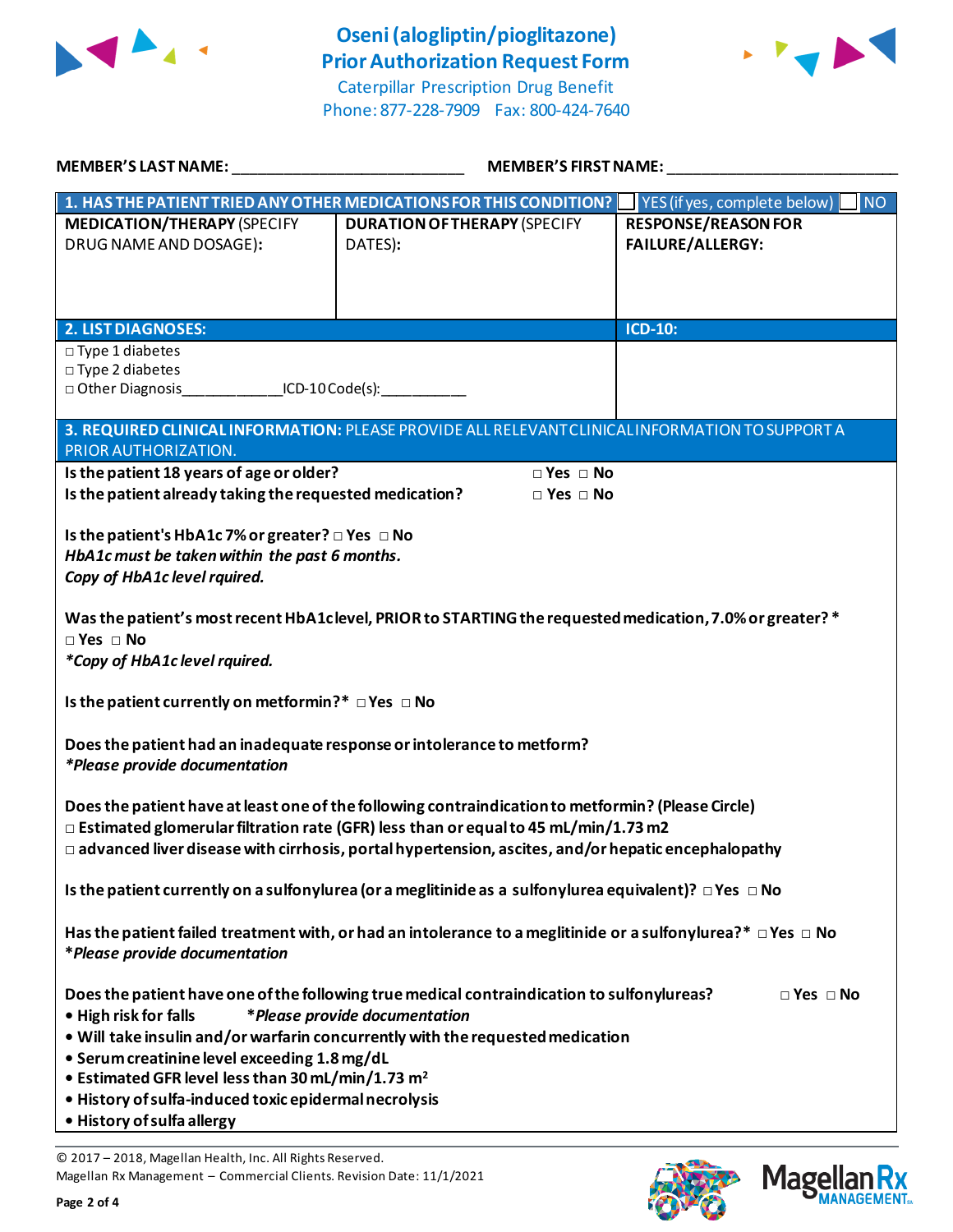# Oseni (alogliptin/pioglitazone) Prior Authorization Request Form

Caterpillar Prescription Drug Benefit
Phone: 877-228-7909 Fax: 800-424-7640

**MEMBER'S LAST NAME:** ___________________________ **MEMBER'S FIRST NAME:** ___________________________

| **1. HAS THE PATIENT TRIED ANY OTHER MEDICATIONS FOR THIS CONDITION?** | | ☐ YES (if yes, complete below) ☐ NO |
|---|---|---|
| **MEDICATION/THERAPY** (SPECIFY DRUG NAME AND DOSAGE): | **DURATION OF THERAPY** (SPECIFY DATES): | **RESPONSE/REASON FOR FAILURE/ALLERGY:** |
| | | |

| **2. LIST DIAGNOSES:** | **ICD-10:** |
|---|---|
| □ Type 1 diabetes<br>□ Type 2 diabetes<br>□ Other Diagnosis____________ICD-10 Code(s):__________ | |

**3. REQUIRED CLINICAL INFORMATION:** PLEASE PROVIDE ALL RELEVANT CLINICAL INFORMATION TO SUPPORT A PRIOR AUTHORIZATION.

**Is the patient 18 years of age or older?** □ Yes □ No
**Is the patient already taking the requested medication?** □ Yes □ No

**Is the patient's HbA1c 7% or greater?** □ Yes □ No
***HbA1c must be taken within the past 6 months.***
***Copy of HbA1c level rquired.***

**Was the patient's most recent HbA1c level, PRIOR to STARTING the requested medication, 7.0% or greater? \***
□ Yes □ No
***\*Copy of HbA1c level rquired.***

**Is the patient currently on metformin?\*** □ Yes □ No

**Does the patient had an inadequate response or intolerance to metform?**
***\*Please provide documentation***

**Does the patient have at least one of the following contraindication to metformin? (Please Circle)**
□ **Estimated glomerular filtration rate (GFR) less than or equal to 45 mL/min/1.73 m2**
□ **advanced liver disease with cirrhosis, portal hypertension, ascites, and/or hepatic encephalopathy**

**Is the patient currently on a sulfonylurea (or a meglitinide as a sulfonylurea equivalent)?** □ Yes □ No

**Has the patient failed treatment with, or had an intolerance to a meglitinide or a sulfonylurea?\*** □ Yes □ No
***\*Please provide documentation***

**Does the patient have one of the following true medical contraindication to sulfonylureas?** □ Yes □ No
- **High risk for falls** ***\*Please provide documentation***
- **Will take insulin and/or warfarin concurrently with the requested medication**
- **Serum creatinine level exceeding 1.8 mg/dL**
- **Estimated GFR level less than 30 mL/min/1.73 m$^2$**
- **History of sulfa-induced toxic epidermal necrolysis**
- **History of sulfa allergy**

© 2017 – 2018, Magellan Health, Inc. All Rights Reserved.
Magellan Rx Management – Commercial Clients. Revision Date: 11/1/2021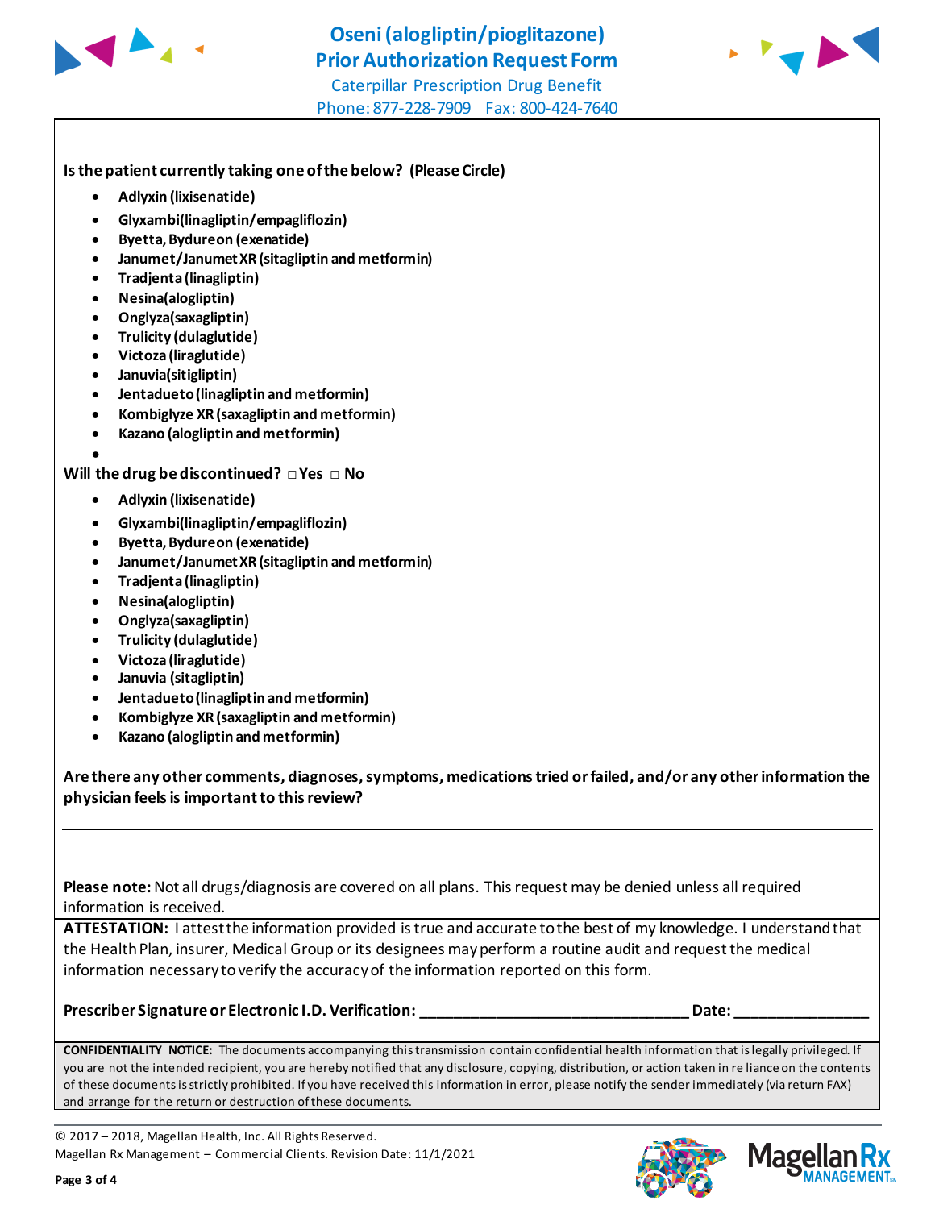# Oseni (alogliptin/pioglitazone)
# Prior Authorization Request Form

Caterpillar Prescription Drug Benefit
Phone: 877-228-7909 Fax: 800-424-7640

**Is the patient currently taking one of the below? (Please Circle)**

- **Adlyxin (lixisenatide)**
- **Glyxambi(linagliptin/empagliflozin)**
- **Byetta, Bydureon (exenatide)**
- **Janumet/Janumet XR (sitagliptin and metformin)**
- **Tradjenta (linagliptin)**
- **Nesina(alogliptin)**
- **Onglyza(saxagliptin)**
- **Trulicity (dulaglutide)**
- **Victoza (liraglutide)**
- **Januvia(sitigliptin)**
- **Jentadueto (linagliptin and metformin)**
- **Kombiglyze XR (saxagliptin and metformin)**
- **Kazano (alogliptin and metformin)**
-

**Will the drug be discontinued?** □ **Yes** □ **No**

- **Adlyxin (lixisenatide)**
- **Glyxambi(linagliptin/empagliflozin)**
- **Byetta, Bydureon (exenatide)**
- **Janumet/Janumet XR (sitagliptin and metformin)**
- **Tradjenta (linagliptin)**
- **Nesina(alogliptin)**
- **Onglyza(saxagliptin)**
- **Trulicity (dulaglutide)**
- **Victoza (liraglutide)**
- **Januvia (sitagliptin)**
- **Jentadueto (linagliptin and metformin)**
- **Kombiglyze XR (saxagliptin and metformin)**
- **Kazano (alogliptin and metformin)**

**Are there any other comments, diagnoses, symptoms, medications tried or failed, and/or any other information the physician feels is important to this review?**

______________________________________________________________________________

______________________________________________________________________________

**Please note:** Not all drugs/diagnosis are covered on all plans. This request may be denied unless all required information is received.

**ATTESTATION:** I attest the information provided is true and accurate to the best of my knowledge. I understand that the Health Plan, insurer, Medical Group or its designees may perform a routine audit and request the medical information necessary to verify the accuracy of the information reported on this form.

**Prescriber Signature or Electronic I.D. Verification:** ________________________________ **Date:** ________________

**CONFIDENTIALITY NOTICE:** The documents accompanying this transmission contain confidential health information that is legally privileged. If you are not the intended recipient, you are hereby notified that any disclosure, copying, distribution, or action taken in reliance on the contents of these documents is strictly prohibited. If you have received this information in error, please notify the sender immediately (via return FAX) and arrange for the return or destruction of these documents.

© 2017 – 2018, Magellan Health, Inc. All Rights Reserved.
Magellan Rx Management – Commercial Clients. Revision Date: 11/1/2021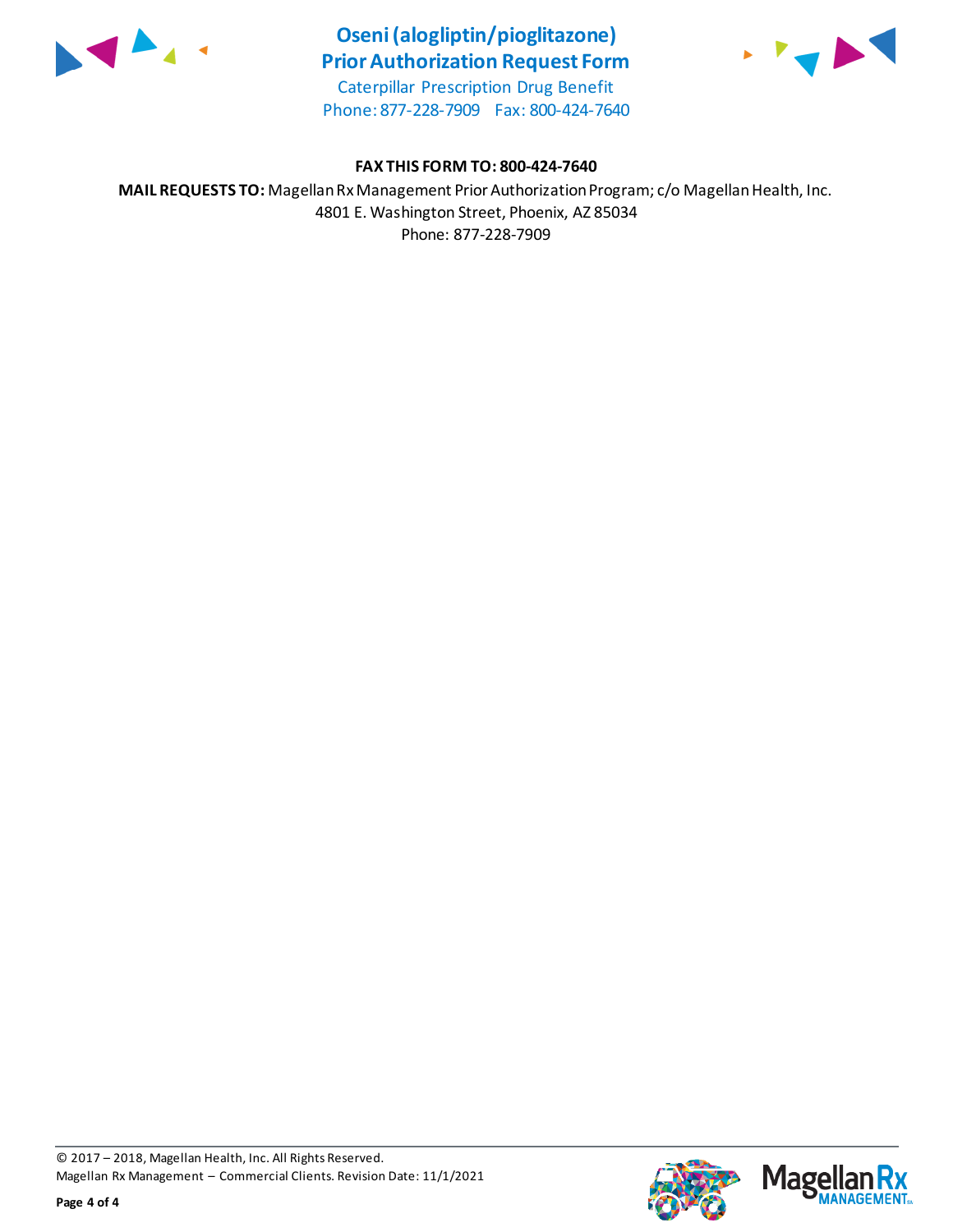**FAX THIS FORM TO: 800-424-7640**

**MAIL REQUESTS TO:** Magellan Rx Management Prior Authorization Program; c/o Magellan Health, Inc.
4801 E. Washington Street, Phoenix, AZ 85034
Phone: 877-228-7909